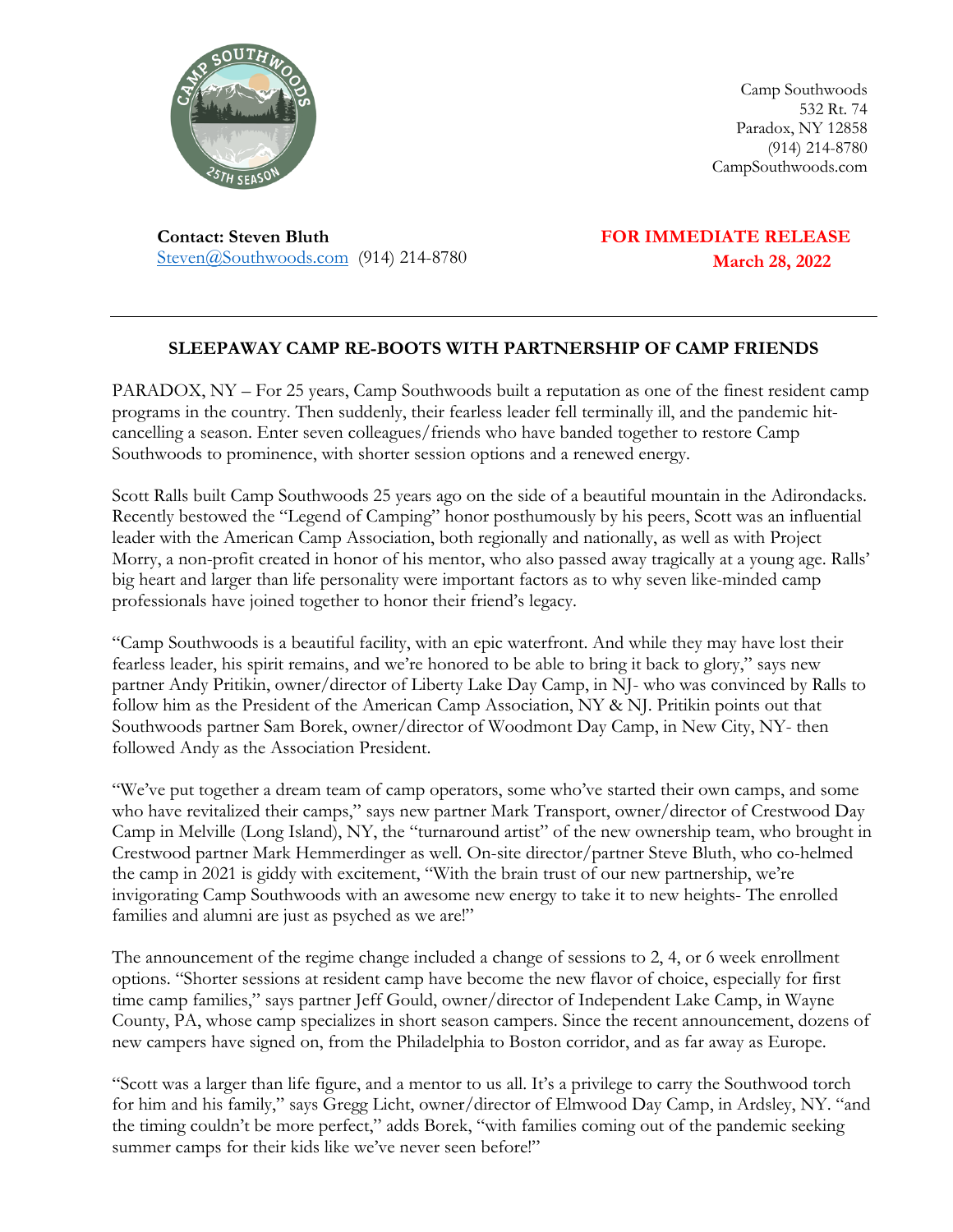Camp Southwoods
532 Rt. 74
Paradox, NY 12858
(914) 214-8780
CampSouthwoods.com

**Contact: Steven Bluth**
Steven@Southwoods.com (914) 214-8780

**FOR IMMEDIATE RELEASE**
**March 28, 2022**

---

## SLEEPAWAY CAMP RE-BOOTS WITH PARTNERSHIP OF CAMP FRIENDS

PARADOX, NY – For 25 years, Camp Southwoods built a reputation as one of the finest resident camp programs in the country. Then suddenly, their fearless leader fell terminally ill, and the pandemic hit- cancelling a season. Enter seven colleagues/friends who have banded together to restore Camp Southwoods to prominence, with shorter session options and a renewed energy.

Scott Ralls built Camp Southwoods 25 years ago on the side of a beautiful mountain in the Adirondacks. Recently bestowed the "Legend of Camping" honor posthumously by his peers, Scott was an influential leader with the American Camp Association, both regionally and nationally, as well as with Project Morry, a non-profit created in honor of his mentor, who also passed away tragically at a young age. Ralls' big heart and larger than life personality were important factors as to why seven like-minded camp professionals have joined together to honor their friend's legacy.

"Camp Southwoods is a beautiful facility, with an epic waterfront. And while they may have lost their fearless leader, his spirit remains, and we're honored to be able to bring it back to glory," says new partner Andy Pritikin, owner/director of Liberty Lake Day Camp, in NJ- who was convinced by Ralls to follow him as the President of the American Camp Association, NY & NJ. Pritikin points out that Southwoods partner Sam Borek, owner/director of Woodmont Day Camp, in New City, NY- then followed Andy as the Association President.

"We've put together a dream team of camp operators, some who've started their own camps, and some who have revitalized their camps," says new partner Mark Transport, owner/director of Crestwood Day Camp in Melville (Long Island), NY, the "turnaround artist" of the new ownership team, who brought in Crestwood partner Mark Hemmerdinger as well. On-site director/partner Steve Bluth, who co-helmed the camp in 2021 is giddy with excitement, "With the brain trust of our new partnership, we're invigorating Camp Southwoods with an awesome new energy to take it to new heights- The enrolled families and alumni are just as psyched as we are!"

The announcement of the regime change included a change of sessions to 2, 4, or 6 week enrollment options. "Shorter sessions at resident camp have become the new flavor of choice, especially for first time camp families," says partner Jeff Gould, owner/director of Independent Lake Camp, in Wayne County, PA, whose camp specializes in short season campers. Since the recent announcement, dozens of new campers have signed on, from the Philadelphia to Boston corridor, and as far away as Europe.

"Scott was a larger than life figure, and a mentor to us all. It's a privilege to carry the Southwood torch for him and his family," says Gregg Licht, owner/director of Elmwood Day Camp, in Ardsley, NY. "and the timing couldn't be more perfect," adds Borek, "with families coming out of the pandemic seeking summer camps for their kids like we've never seen before!"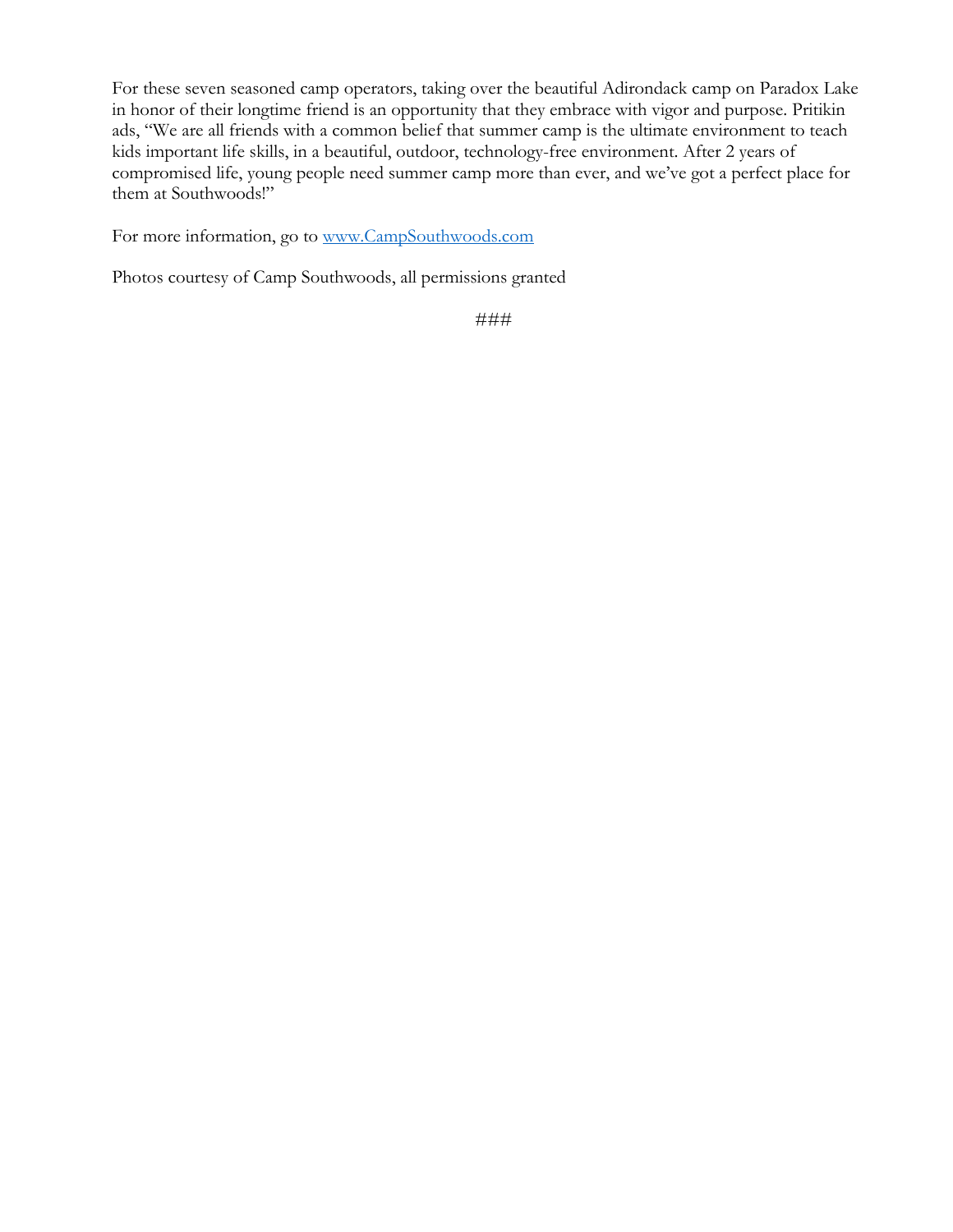For these seven seasoned camp operators, taking over the beautiful Adirondack camp on Paradox Lake in honor of their longtime friend is an opportunity that they embrace with vigor and purpose. Pritikin ads, "We are all friends with a common belief that summer camp is the ultimate environment to teach kids important life skills, in a beautiful, outdoor, technology-free environment. After 2 years of compromised life, young people need summer camp more than ever, and we've got a perfect place for them at Southwoods!"

For more information, go to [www.CampSouthwoods.com](http://www.CampSouthwoods.com)

Photos courtesy of Camp Southwoods, all permissions granted

###